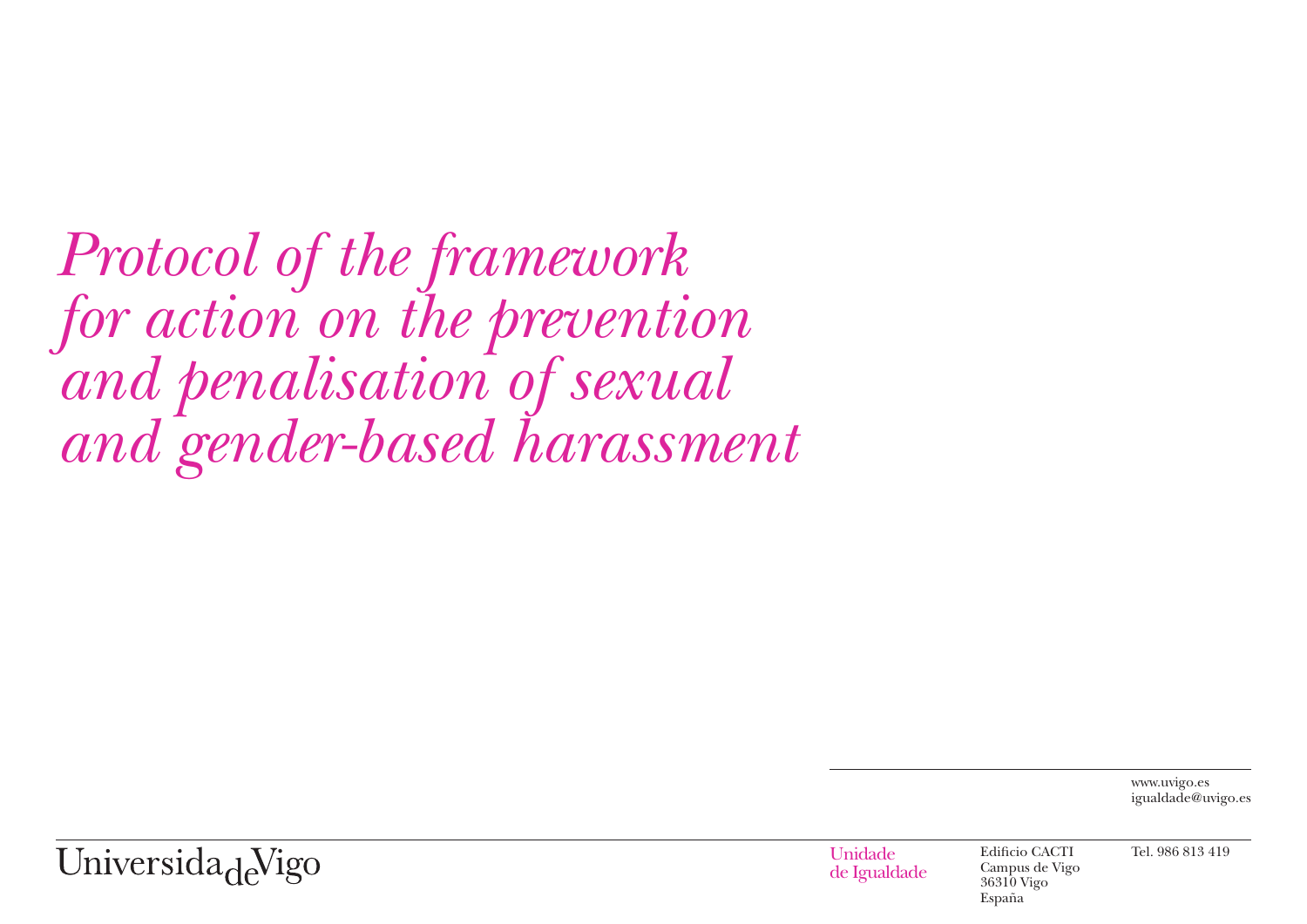# *Protocol of the framework for action on the prevention and penalisation of sexual and gender-based harassment*

www.uvigo.es
igualdade@uvigo.es

Universidade de Vigo

Unidade de Igualdade

Edificio CACTI
Campus de Vigo
36310 Vigo
España

Tel. 986 813 419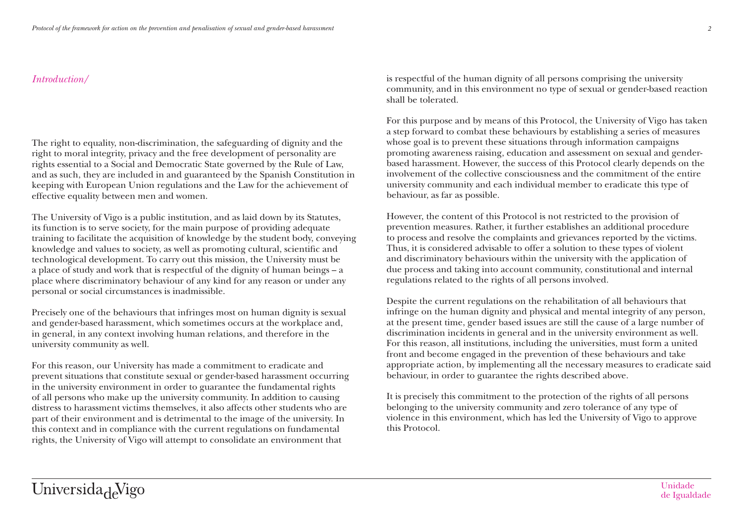## *Introduction/*

The right to equality, non-discrimination, the safeguarding of dignity and the right to moral integrity, privacy and the free development of personality are rights essential to a Social and Democratic State governed by the Rule of Law, and as such, they are included in and guaranteed by the Spanish Constitution in keeping with European Union regulations and the Law for the achievement of effective equality between men and women.

The University of Vigo is a public institution, and as laid down by its Statutes, its function is to serve society, for the main purpose of providing adequate training to facilitate the acquisition of knowledge by the student body, conveying knowledge and values to society, as well as promoting cultural, scientific and technological development. To carry out this mission, the University must be a place of study and work that is respectful of the dignity of human beings – a place where discriminatory behaviour of any kind for any reason or under any personal or social circumstances is inadmissible.

Precisely one of the behaviours that infringes most on human dignity is sexual and gender-based harassment, which sometimes occurs at the workplace and, in general, in any context involving human relations, and therefore in the university community as well.

For this reason, our University has made a commitment to eradicate and prevent situations that constitute sexual or gender-based harassment occurring in the university environment in order to guarantee the fundamental rights of all persons who make up the university community. In addition to causing distress to harassment victims themselves, it also affects other students who are part of their environment and is detrimental to the image of the university. In this context and in compliance with the current regulations on fundamental rights, the University of Vigo will attempt to consolidate an environment that is respectful of the human dignity of all persons comprising the university community, and in this environment no type of sexual or gender-based reaction shall be tolerated.

For this purpose and by means of this Protocol, the University of Vigo has taken a step forward to combat these behaviours by establishing a series of measures whose goal is to prevent these situations through information campaigns promoting awareness raising, education and assessment on sexual and gender-based harassment. However, the success of this Protocol clearly depends on the involvement of the collective consciousness and the commitment of the entire university community and each individual member to eradicate this type of behaviour, as far as possible.

However, the content of this Protocol is not restricted to the provision of prevention measures. Rather, it further establishes an additional procedure to process and resolve the complaints and grievances reported by the victims. Thus, it is considered advisable to offer a solution to these types of violent and discriminatory behaviours within the university with the application of due process and taking into account community, constitutional and internal regulations related to the rights of all persons involved.

Despite the current regulations on the rehabilitation of all behaviours that infringe on the human dignity and physical and mental integrity of any person, at the present time, gender based issues are still the cause of a large number of discrimination incidents in general and in the university environment as well. For this reason, all institutions, including the universities, must form a united front and become engaged in the prevention of these behaviours and take appropriate action, by implementing all the necessary measures to eradicate said behaviour, in order to guarantee the rights described above.

It is precisely this commitment to the protection of the rights of all persons belonging to the university community and zero tolerance of any type of violence in this environment, which has led the University of Vigo to approve this Protocol.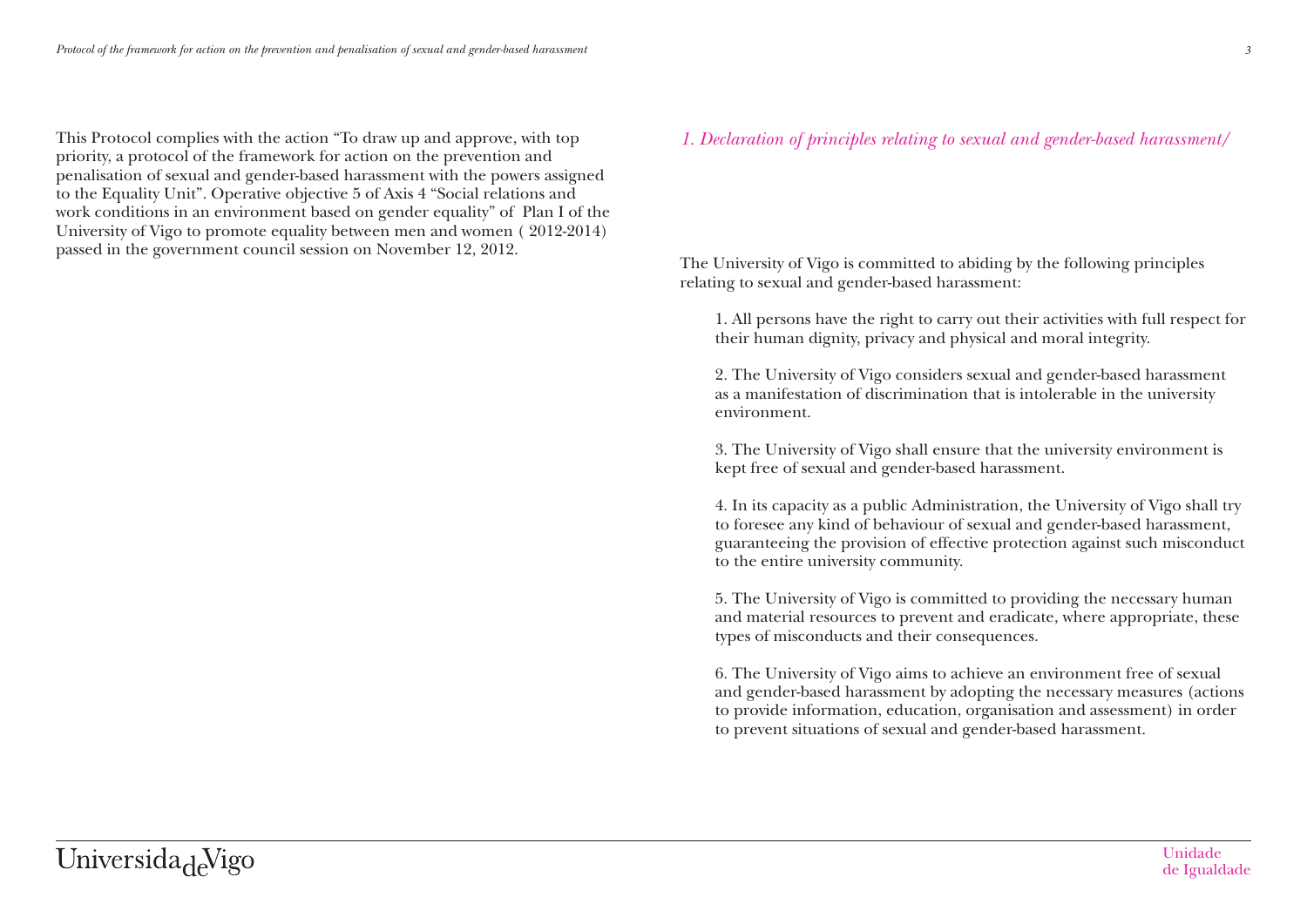This Protocol complies with the action "To draw up and approve, with top priority, a protocol of the framework for action on the prevention and penalisation of sexual and gender-based harassment with the powers assigned to the Equality Unit". Operative objective 5 of Axis 4 "Social relations and work conditions in an environment based on gender equality" of Plan I of the University of Vigo to promote equality between men and women ( 2012-2014) passed in the government council session on November 12, 2012.

## *1. Declaration of principles relating to sexual and gender-based harassment/*

The University of Vigo is committed to abiding by the following principles relating to sexual and gender-based harassment:

1. All persons have the right to carry out their activities with full respect for their human dignity, privacy and physical and moral integrity.

2. The University of Vigo considers sexual and gender-based harassment as a manifestation of discrimination that is intolerable in the university environment.

3. The University of Vigo shall ensure that the university environment is kept free of sexual and gender-based harassment.

4. In its capacity as a public Administration, the University of Vigo shall try to foresee any kind of behaviour of sexual and gender-based harassment, guaranteeing the provision of effective protection against such misconduct to the entire university community.

5. The University of Vigo is committed to providing the necessary human and material resources to prevent and eradicate, where appropriate, these types of misconducts and their consequences.

6. The University of Vigo aims to achieve an environment free of sexual and gender-based harassment by adopting the necessary measures (actions to provide information, education, organisation and assessment) in order to prevent situations of sexual and gender-based harassment.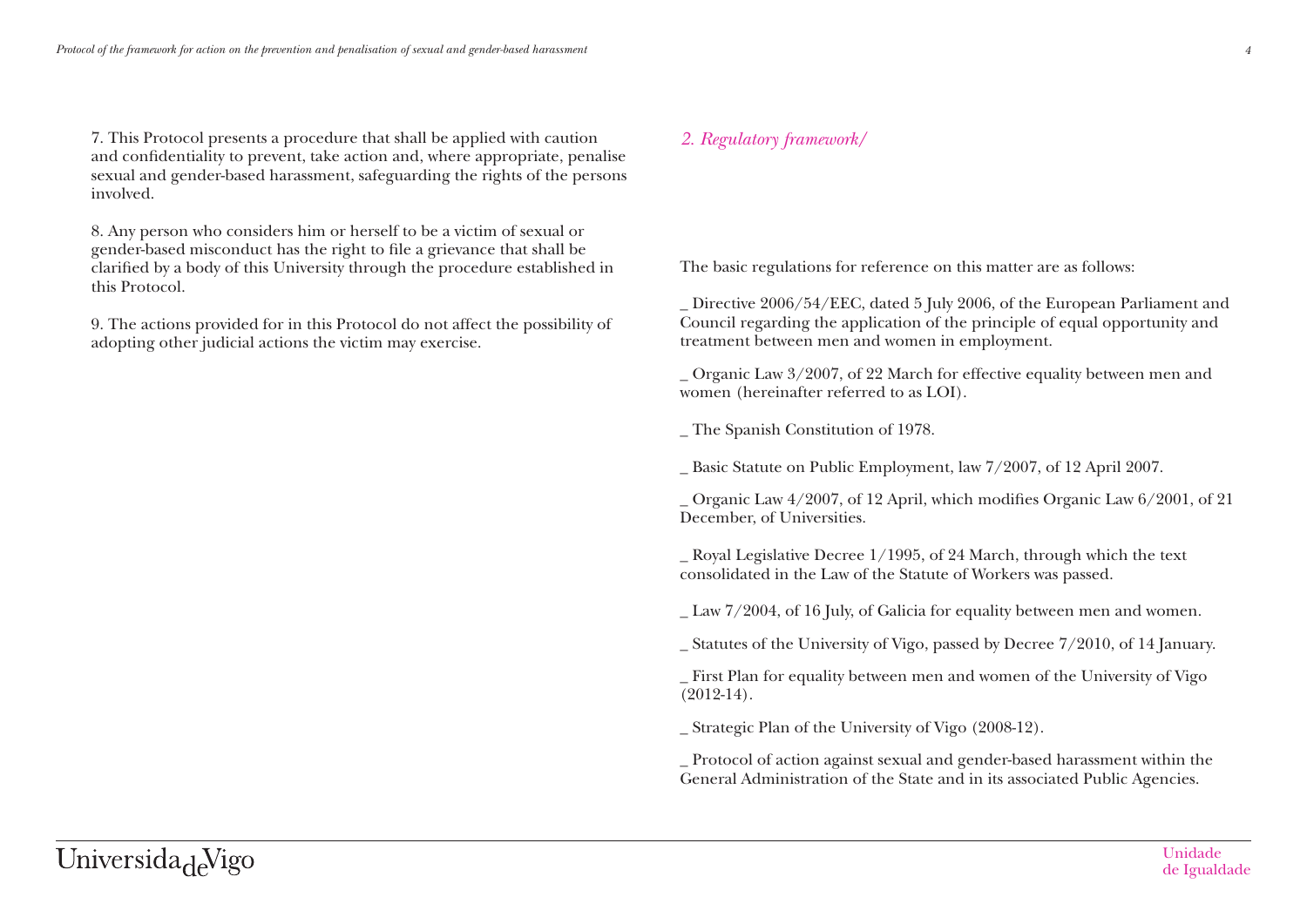7. This Protocol presents a procedure that shall be applied with caution and confidentiality to prevent, take action and, where appropriate, penalise sexual and gender-based harassment, safeguarding the rights of the persons involved.

8. Any person who considers him or herself to be a victim of sexual or gender-based misconduct has the right to file a grievance that shall be clarified by a body of this University through the procedure established in this Protocol.

9. The actions provided for in this Protocol do not affect the possibility of adopting other judicial actions the victim may exercise.

## *2. Regulatory framework/*

The basic regulations for reference on this matter are as follows:

_ Directive 2006/54/EEC, dated 5 July 2006, of the European Parliament and Council regarding the application of the principle of equal opportunity and treatment between men and women in employment.

_ Organic Law 3/2007, of 22 March for effective equality between men and women (hereinafter referred to as LOI).

_ The Spanish Constitution of 1978.

_ Basic Statute on Public Employment, law 7/2007, of 12 April 2007.

_ Organic Law 4/2007, of 12 April, which modifies Organic Law 6/2001, of 21 December, of Universities.

_ Royal Legislative Decree 1/1995, of 24 March, through which the text consolidated in the Law of the Statute of Workers was passed.

_ Law 7/2004, of 16 July, of Galicia for equality between men and women.

_ Statutes of the University of Vigo, passed by Decree 7/2010, of 14 January.

_ First Plan for equality between men and women of the University of Vigo (2012-14).

_ Strategic Plan of the University of Vigo (2008-12).

_ Protocol of action against sexual and gender-based harassment within the General Administration of the State and in its associated Public Agencies.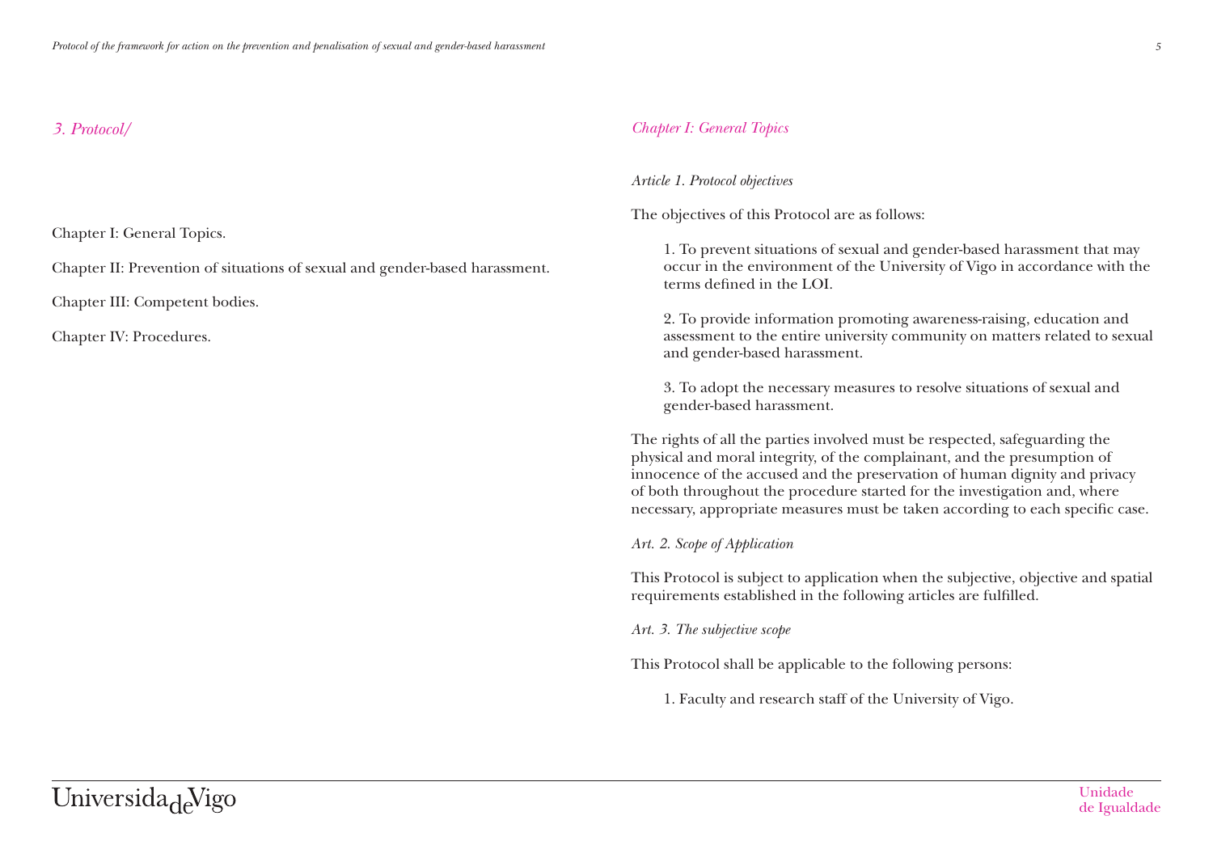## *3. Protocol/*

Chapter I: General Topics.

Chapter II: Prevention of situations of sexual and gender-based harassment.

Chapter III: Competent bodies.

Chapter IV: Procedures.

### *Chapter I: General Topics*

*Article 1. Protocol objectives*

The objectives of this Protocol are as follows:

1. To prevent situations of sexual and gender-based harassment that may occur in the environment of the University of Vigo in accordance with the terms defined in the LOI.

2. To provide information promoting awareness-raising, education and assessment to the entire university community on matters related to sexual and gender-based harassment.

3. To adopt the necessary measures to resolve situations of sexual and gender-based harassment.

The rights of all the parties involved must be respected, safeguarding the physical and moral integrity, of the complainant, and the presumption of innocence of the accused and the preservation of human dignity and privacy of both throughout the procedure started for the investigation and, where necessary, appropriate measures must be taken according to each specific case.

*Art. 2. Scope of Application*

This Protocol is subject to application when the subjective, objective and spatial requirements established in the following articles are fulfilled.

*Art. 3. The subjective scope*

This Protocol shall be applicable to the following persons:

1. Faculty and research staff of the University of Vigo.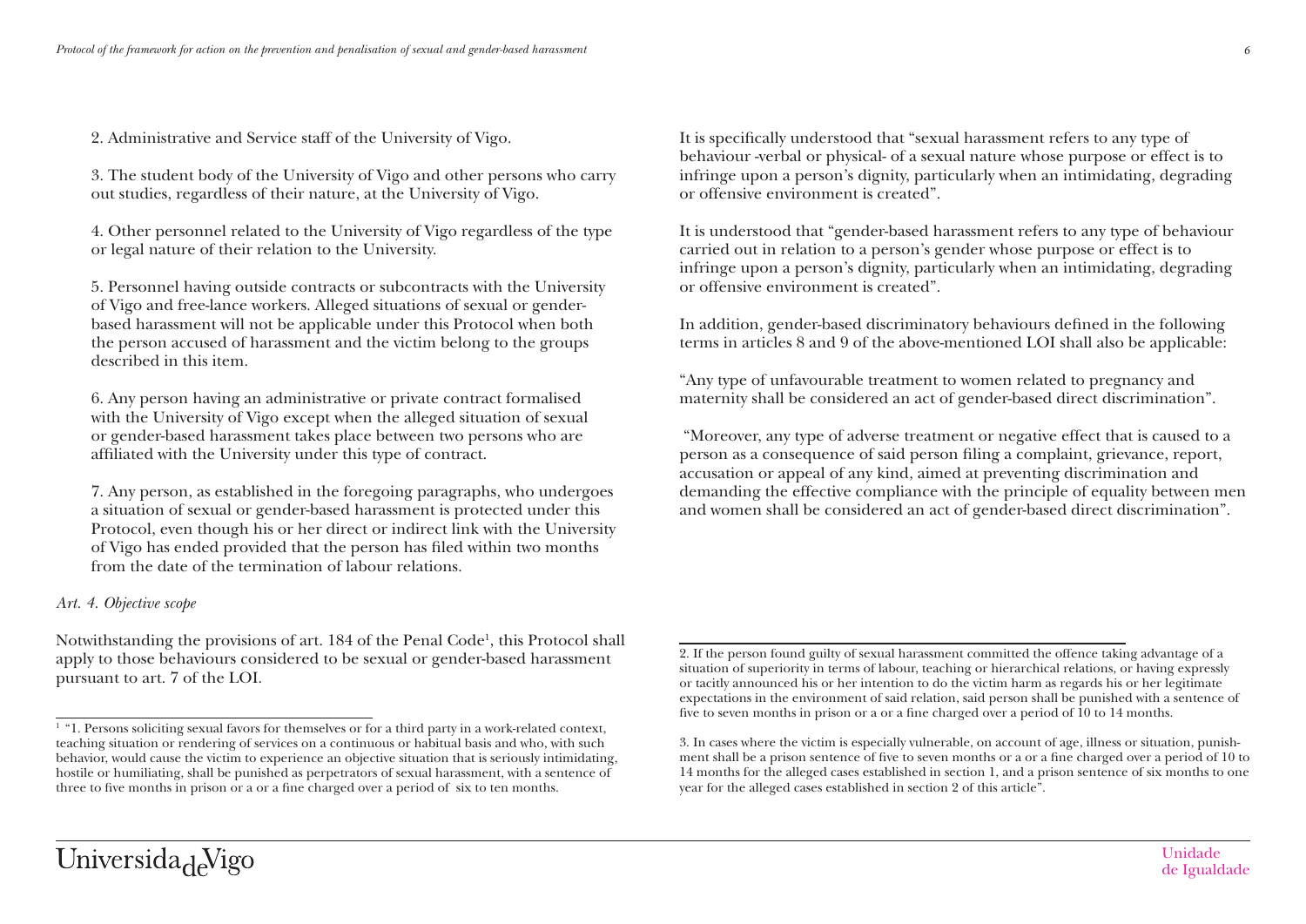2. Administrative and Service staff of the University of Vigo.

3. The student body of the University of Vigo and other persons who carry out studies, regardless of their nature, at the University of Vigo.

4. Other personnel related to the University of Vigo regardless of the type or legal nature of their relation to the University.

5. Personnel having outside contracts or subcontracts with the University of Vigo and free-lance workers. Alleged situations of sexual or gender-based harassment will not be applicable under this Protocol when both the person accused of harassment and the victim belong to the groups described in this item.

6. Any person having an administrative or private contract formalised with the University of Vigo except when the alleged situation of sexual or gender-based harassment takes place between two persons who are affiliated with the University under this type of contract.

7. Any person, as established in the foregoing paragraphs, who undergoes a situation of sexual or gender-based harassment is protected under this Protocol, even though his or her direct or indirect link with the University of Vigo has ended provided that the person has filed within two months from the date of the termination of labour relations.

*Art. 4. Objective scope*

Notwithstanding the provisions of art. 184 of the Penal Code[1], this Protocol shall apply to those behaviours considered to be sexual or gender-based harassment pursuant to art. 7 of the LOI.

It is specifically understood that "sexual harassment refers to any type of behaviour -verbal or physical- of a sexual nature whose purpose or effect is to infringe upon a person's dignity, particularly when an intimidating, degrading or offensive environment is created".

It is understood that "gender-based harassment refers to any type of behaviour carried out in relation to a person's gender whose purpose or effect is to infringe upon a person's dignity, particularly when an intimidating, degrading or offensive environment is created".

In addition, gender-based discriminatory behaviours defined in the following terms in articles 8 and 9 of the above-mentioned LOI shall also be applicable:

"Any type of unfavourable treatment to women related to pregnancy and maternity shall be considered an act of gender-based direct discrimination".

"Moreover, any type of adverse treatment or negative effect that is caused to a person as a consequence of said person filing a complaint, grievance, report, accusation or appeal of any kind, aimed at preventing discrimination and demanding the effective compliance with the principle of equality between men and women shall be considered an act of gender-based direct discrimination".

---

[1] "1. Persons soliciting sexual favors for themselves or for a third party in a work-related context, teaching situation or rendering of services on a continuous or habitual basis and who, with such behavior, would cause the victim to experience an objective situation that is seriously intimidating, hostile or humiliating, shall be punished as perpetrators of sexual harassment, with a sentence of three to five months in prison or a or a fine charged over a period of six to ten months.

2. If the person found guilty of sexual harassment committed the offence taking advantage of a situation of superiority in terms of labour, teaching or hierarchical relations, or having expressly or tacitly announced his or her intention to do the victim harm as regards his or her legitimate expectations in the environment of said relation, said person shall be punished with a sentence of five to seven months in prison or a or a fine charged over a period of 10 to 14 months.

3. In cases where the victim is especially vulnerable, on account of age, illness or situation, punishment shall be a prison sentence of five to seven months or a or a fine charged over a period of 10 to 14 months for the alleged cases established in section 1, and a prison sentence of six months to one year for the alleged cases established in section 2 of this article".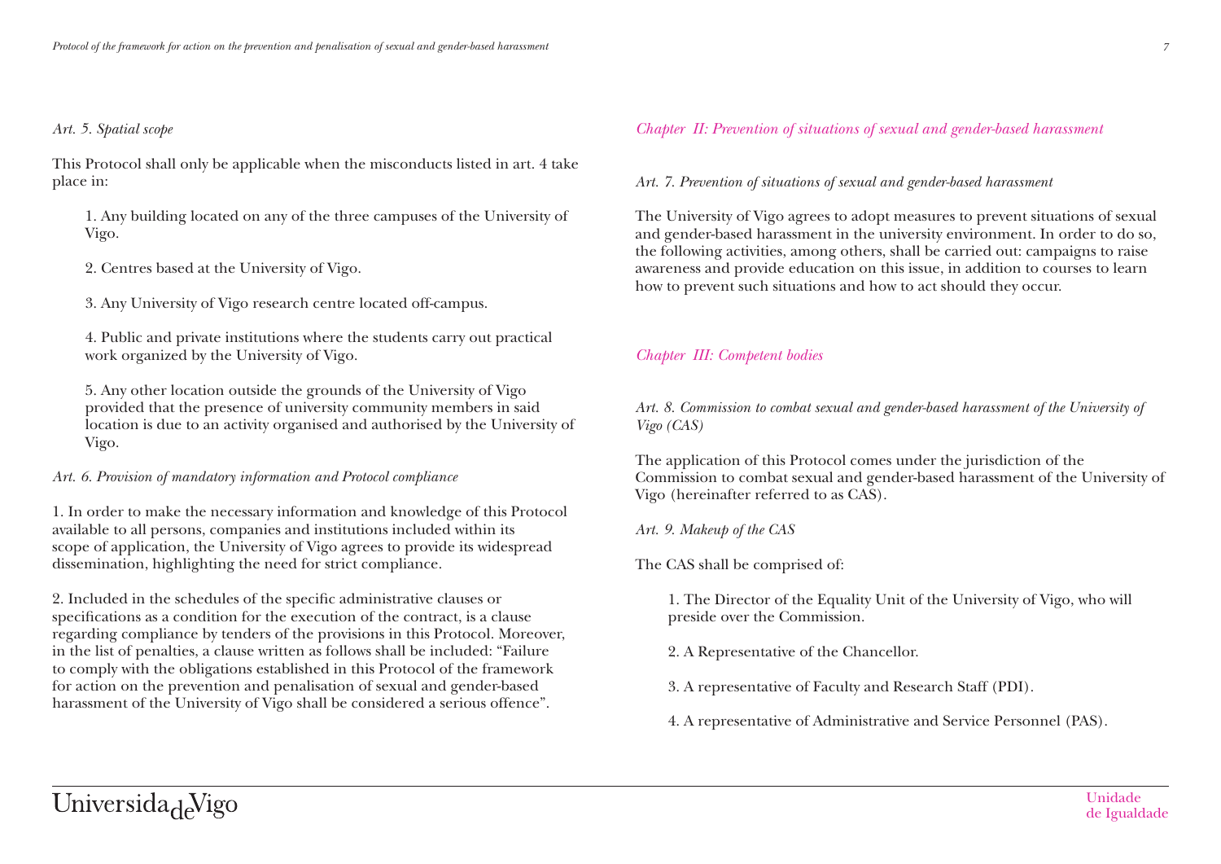*Art. 5. Spatial scope*

This Protocol shall only be applicable when the misconducts listed in art. 4 take place in:

1. Any building located on any of the three campuses of the University of Vigo.

2. Centres based at the University of Vigo.

3. Any University of Vigo research centre located off-campus.

4. Public and private institutions where the students carry out practical work organized by the University of Vigo.

5. Any other location outside the grounds of the University of Vigo provided that the presence of university community members in said location is due to an activity organised and authorised by the University of Vigo.

*Art. 6. Provision of mandatory information and Protocol compliance*

1. In order to make the necessary information and knowledge of this Protocol available to all persons, companies and institutions included within its scope of application, the University of Vigo agrees to provide its widespread dissemination, highlighting the need for strict compliance.

2. Included in the schedules of the specific administrative clauses or specifications as a condition for the execution of the contract, is a clause regarding compliance by tenders of the provisions in this Protocol. Moreover, in the list of penalties, a clause written as follows shall be included: "Failure to comply with the obligations established in this Protocol of the framework for action on the prevention and penalisation of sexual and gender-based harassment of the University of Vigo shall be considered a serious offence".

## *Chapter II: Prevention of situations of sexual and gender-based harassment*

*Art. 7. Prevention of situations of sexual and gender-based harassment*

The University of Vigo agrees to adopt measures to prevent situations of sexual and gender-based harassment in the university environment. In order to do so, the following activities, among others, shall be carried out: campaigns to raise awareness and provide education on this issue, in addition to courses to learn how to prevent such situations and how to act should they occur.

## *Chapter III: Competent bodies*

*Art. 8. Commission to combat sexual and gender-based harassment of the University of Vigo (CAS)*

The application of this Protocol comes under the jurisdiction of the Commission to combat sexual and gender-based harassment of the University of Vigo (hereinafter referred to as CAS).

*Art. 9. Makeup of the CAS*

The CAS shall be comprised of:

1. The Director of the Equality Unit of the University of Vigo, who will preside over the Commission.

2. A Representative of the Chancellor.

3. A representative of Faculty and Research Staff (PDI).

4. A representative of Administrative and Service Personnel (PAS).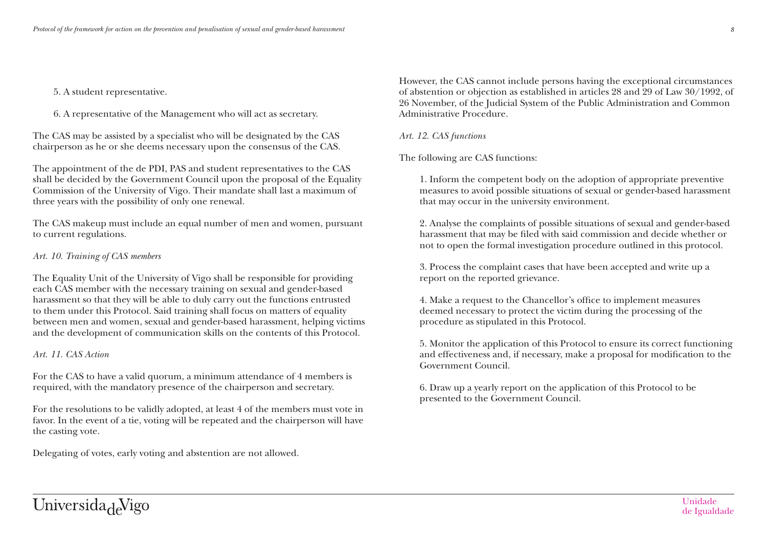5. A student representative.

6. A representative of the Management who will act as secretary.

The CAS may be assisted by a specialist who will be designated by the CAS chairperson as he or she deems necessary upon the consensus of the CAS.

The appointment of the de PDI, PAS and student representatives to the CAS shall be decided by the Government Council upon the proposal of the Equality Commission of the University of Vigo. Their mandate shall last a maximum of three years with the possibility of only one renewal.

The CAS makeup must include an equal number of men and women, pursuant to current regulations.

*Art. 10. Training of CAS members*

The Equality Unit of the University of Vigo shall be responsible for providing each CAS member with the necessary training on sexual and gender-based harassment so that they will be able to duly carry out the functions entrusted to them under this Protocol. Said training shall focus on matters of equality between men and women, sexual and gender-based harassment, helping victims and the development of communication skills on the contents of this Protocol.

*Art. 11. CAS Action*

For the CAS to have a valid quorum, a minimum attendance of 4 members is required, with the mandatory presence of the chairperson and secretary.

For the resolutions to be validly adopted, at least 4 of the members must vote in favor. In the event of a tie, voting will be repeated and the chairperson will have the casting vote.

Delegating of votes, early voting and abstention are not allowed.

However, the CAS cannot include persons having the exceptional circumstances of abstention or objection as established in articles 28 and 29 of Law 30/1992, of 26 November, of the Judicial System of the Public Administration and Common Administrative Procedure.

*Art. 12. CAS functions*

The following are CAS functions:

1. Inform the competent body on the adoption of appropriate preventive measures to avoid possible situations of sexual or gender-based harassment that may occur in the university environment.

2. Analyse the complaints of possible situations of sexual and gender-based harassment that may be filed with said commission and decide whether or not to open the formal investigation procedure outlined in this protocol.

3. Process the complaint cases that have been accepted and write up a report on the reported grievance.

4. Make a request to the Chancellor's office to implement measures deemed necessary to protect the victim during the processing of the procedure as stipulated in this Protocol.

5. Monitor the application of this Protocol to ensure its correct functioning and effectiveness and, if necessary, make a proposal for modification to the Government Council.

6. Draw up a yearly report on the application of this Protocol to be presented to the Government Council.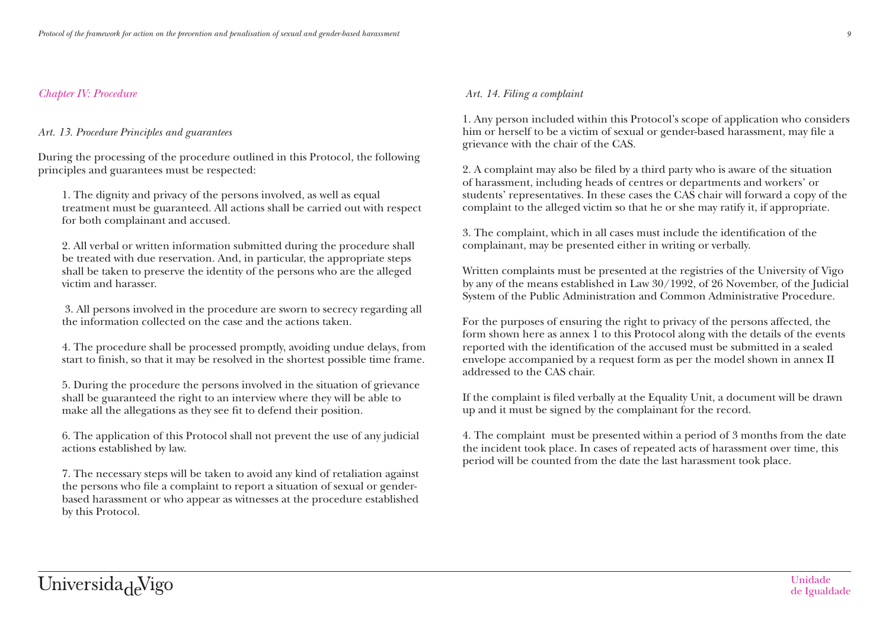## *Chapter IV: Procedure*

### *Art. 13. Procedure Principles and guarantees*

During the processing of the procedure outlined in this Protocol, the following principles and guarantees must be respected:

1. The dignity and privacy of the persons involved, as well as equal treatment must be guaranteed. All actions shall be carried out with respect for both complainant and accused.

2. All verbal or written information submitted during the procedure shall be treated with due reservation. And, in particular, the appropriate steps shall be taken to preserve the identity of the persons who are the alleged victim and harasser.

3. All persons involved in the procedure are sworn to secrecy regarding all the information collected on the case and the actions taken.

4. The procedure shall be processed promptly, avoiding undue delays, from start to finish, so that it may be resolved in the shortest possible time frame.

5. During the procedure the persons involved in the situation of grievance shall be guaranteed the right to an interview where they will be able to make all the allegations as they see fit to defend their position.

6. The application of this Protocol shall not prevent the use of any judicial actions established by law.

7. The necessary steps will be taken to avoid any kind of retaliation against the persons who file a complaint to report a situation of sexual or gender-based harassment or who appear as witnesses at the procedure established by this Protocol.

### *Art. 14. Filing a complaint*

1. Any person included within this Protocol's scope of application who considers him or herself to be a victim of sexual or gender-based harassment, may file a grievance with the chair of the CAS.

2. A complaint may also be filed by a third party who is aware of the situation of harassment, including heads of centres or departments and workers' or students' representatives. In these cases the CAS chair will forward a copy of the complaint to the alleged victim so that he or she may ratify it, if appropriate.

3. The complaint, which in all cases must include the identification of the complainant, may be presented either in writing or verbally.

Written complaints must be presented at the registries of the University of Vigo by any of the means established in Law 30/1992, of 26 November, of the Judicial System of the Public Administration and Common Administrative Procedure.

For the purposes of ensuring the right to privacy of the persons affected, the form shown here as annex 1 to this Protocol along with the details of the events reported with the identification of the accused must be submitted in a sealed envelope accompanied by a request form as per the model shown in annex II addressed to the CAS chair.

If the complaint is filed verbally at the Equality Unit, a document will be drawn up and it must be signed by the complainant for the record.

4. The complaint must be presented within a period of 3 months from the date the incident took place. In cases of repeated acts of harassment over time, this period will be counted from the date the last harassment took place.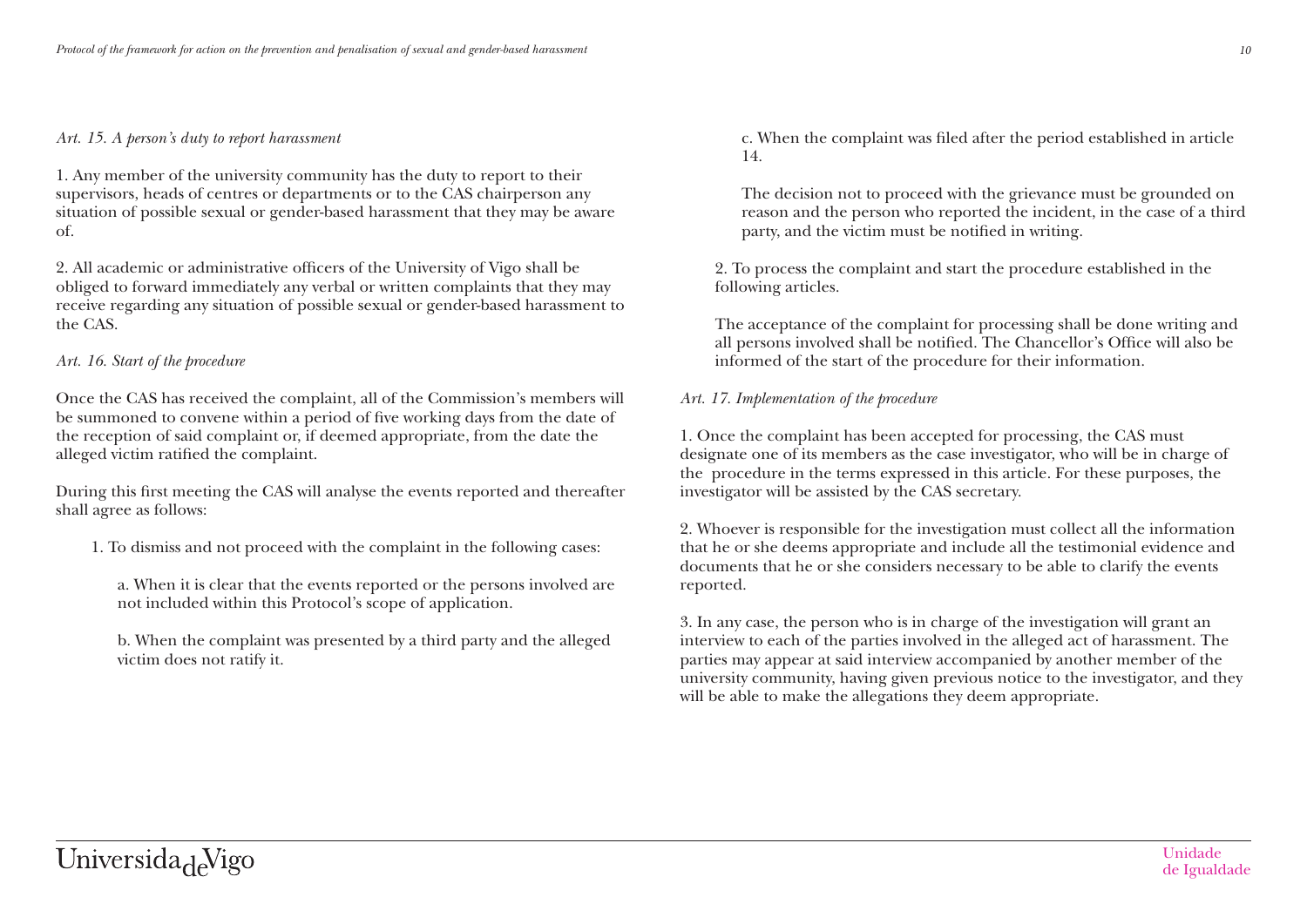*Art. 15. A person's duty to report harassment*

1. Any member of the university community has the duty to report to their supervisors, heads of centres or departments or to the CAS chairperson any situation of possible sexual or gender-based harassment that they may be aware of.

2. All academic or administrative officers of the University of Vigo shall be obliged to forward immediately any verbal or written complaints that they may receive regarding any situation of possible sexual or gender-based harassment to the CAS.

*Art. 16. Start of the procedure*

Once the CAS has received the complaint, all of the Commission's members will be summoned to convene within a period of five working days from the date of the reception of said complaint or, if deemed appropriate, from the date the alleged victim ratified the complaint.

During this first meeting the CAS will analyse the events reported and thereafter shall agree as follows:

1. To dismiss and not proceed with the complaint in the following cases:

   a. When it is clear that the events reported or the persons involved are not included within this Protocol's scope of application.

   b. When the complaint was presented by a third party and the alleged victim does not ratify it.

   c. When the complaint was filed after the period established in article 14.

   The decision not to proceed with the grievance must be grounded on reason and the person who reported the incident, in the case of a third party, and the victim must be notified in writing.

2. To process the complaint and start the procedure established in the following articles.

   The acceptance of the complaint for processing shall be done writing and all persons involved shall be notified. The Chancellor's Office will also be informed of the start of the procedure for their information.

*Art. 17. Implementation of the procedure*

1. Once the complaint has been accepted for processing, the CAS must designate one of its members as the case investigator, who will be in charge of the procedure in the terms expressed in this article. For these purposes, the investigator will be assisted by the CAS secretary.

2. Whoever is responsible for the investigation must collect all the information that he or she deems appropriate and include all the testimonial evidence and documents that he or she considers necessary to be able to clarify the events reported.

3. In any case, the person who is in charge of the investigation will grant an interview to each of the parties involved in the alleged act of harassment. The parties may appear at said interview accompanied by another member of the university community, having given previous notice to the investigator, and they will be able to make the allegations they deem appropriate.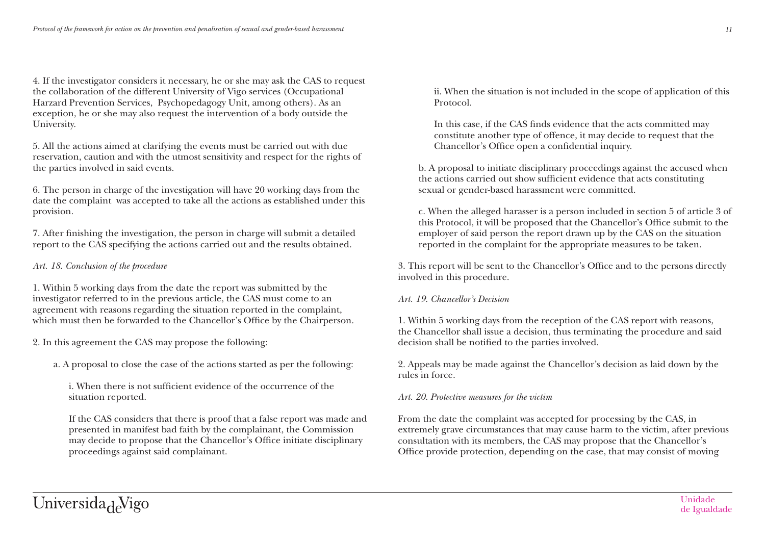4. If the investigator considers it necessary, he or she may ask the CAS to request the collaboration of the different University of Vigo services (Occupational Harzard Prevention Services, Psychopedagogy Unit, among others). As an exception, he or she may also request the intervention of a body outside the University.

5. All the actions aimed at clarifying the events must be carried out with due reservation, caution and with the utmost sensitivity and respect for the rights of the parties involved in said events.

6. The person in charge of the investigation will have 20 working days from the date the complaint was accepted to take all the actions as established under this provision.

7. After finishing the investigation, the person in charge will submit a detailed report to the CAS specifying the actions carried out and the results obtained.

*Art. 18. Conclusion of the procedure*

1. Within 5 working days from the date the report was submitted by the investigator referred to in the previous article, the CAS must come to an agreement with reasons regarding the situation reported in the complaint, which must then be forwarded to the Chancellor's Office by the Chairperson.

2. In this agreement the CAS may propose the following:

   a. A proposal to close the case of the actions started as per the following:

      i. When there is not sufficient evidence of the occurrence of the situation reported.

      If the CAS considers that there is proof that a false report was made and presented in manifest bad faith by the complainant, the Commission may decide to propose that the Chancellor's Office initiate disciplinary proceedings against said complainant.

      ii. When the situation is not included in the scope of application of this Protocol.

      In this case, if the CAS finds evidence that the acts committed may constitute another type of offence, it may decide to request that the Chancellor's Office open a confidential inquiry.

   b. A proposal to initiate disciplinary proceedings against the accused when the actions carried out show sufficient evidence that acts constituting sexual or gender-based harassment were committed.

   c. When the alleged harasser is a person included in section 5 of article 3 of this Protocol, it will be proposed that the Chancellor's Office submit to the employer of said person the report drawn up by the CAS on the situation reported in the complaint for the appropriate measures to be taken.

3. This report will be sent to the Chancellor's Office and to the persons directly involved in this procedure.

*Art. 19. Chancellor's Decision*

1. Within 5 working days from the reception of the CAS report with reasons, the Chancellor shall issue a decision, thus terminating the procedure and said decision shall be notified to the parties involved.

2. Appeals may be made against the Chancellor's decision as laid down by the rules in force.

*Art. 20. Protective measures for the victim*

From the date the complaint was accepted for processing by the CAS, in extremely grave circumstances that may cause harm to the victim, after previous consultation with its members, the CAS may propose that the Chancellor's Office provide protection, depending on the case, that may consist of moving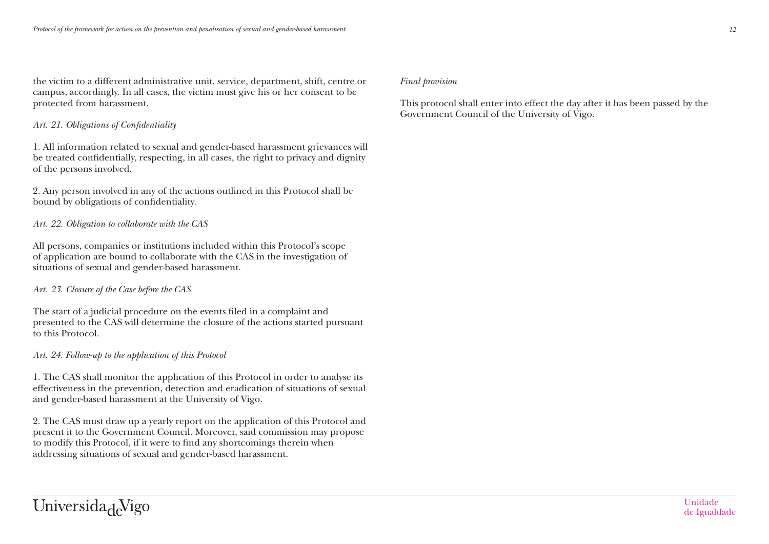the victim to a different administrative unit, service, department, shift, centre or campus, accordingly. In all cases, the victim must give his or her consent to be protected from harassment.

*Art. 21. Obligations of Confidentiality*

1. All information related to sexual and gender-based harassment grievances will be treated confidentially, respecting, in all cases, the right to privacy and dignity of the persons involved.

2. Any person involved in any of the actions outlined in this Protocol shall be bound by obligations of confidentiality.

*Art. 22. Obligation to collaborate with the CAS*

All persons, companies or institutions included within this Protocol's scope of application are bound to collaborate with the CAS in the investigation of situations of sexual and gender-based harassment.

*Art. 23. Closure of the Case before the CAS*

The start of a judicial procedure on the events filed in a complaint and presented to the CAS will determine the closure of the actions started pursuant to this Protocol.

*Art. 24. Follow-up to the application of this Protocol*

1. The CAS shall monitor the application of this Protocol in order to analyse its effectiveness in the prevention, detection and eradication of situations of sexual and gender-based harassment at the University of Vigo.

2. The CAS must draw up a yearly report on the application of this Protocol and present it to the Government Council. Moreover, said commission may propose to modify this Protocol, if it were to find any shortcomings therein when addressing situations of sexual and gender-based harassment.

*Final provision*

This protocol shall enter into effect the day after it has been passed by the Government Council of the University of Vigo.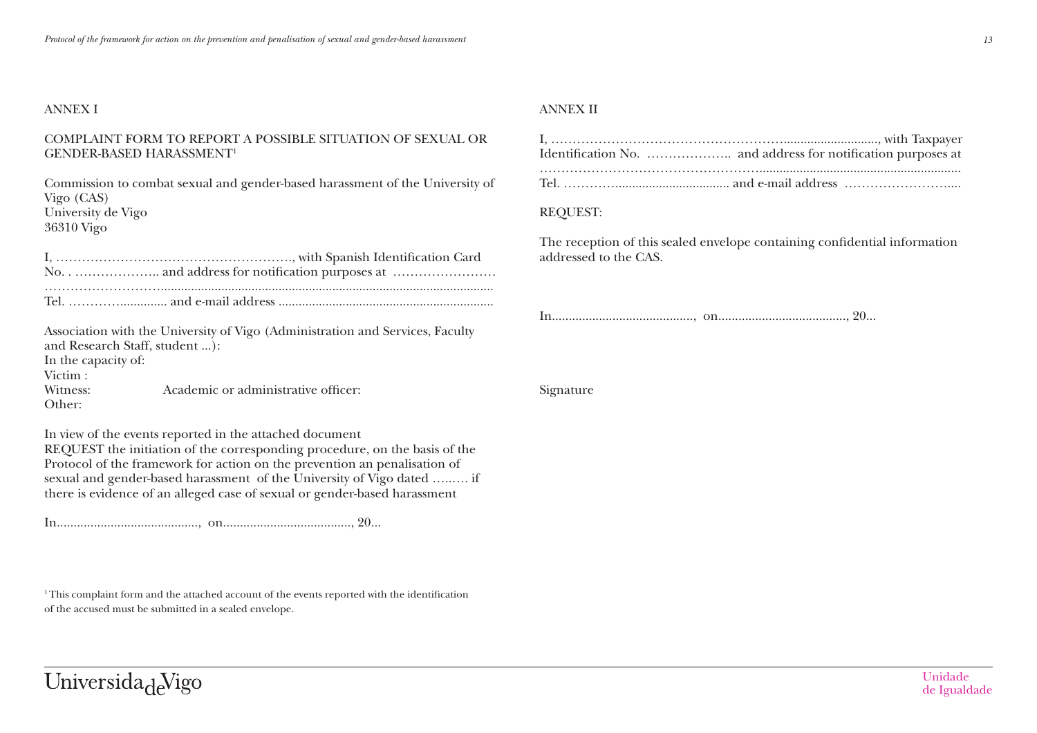## ANNEX I

### COMPLAINT FORM TO REPORT A POSSIBLE SITUATION OF SEXUAL OR GENDER-BASED HARASSMENT[1]

Commission to combat sexual and gender-based harassment of the University of Vigo (CAS)
University de Vigo
36310 Vigo

I, ………………………………………………., with Spanish Identification Card No. . ……………….. and address for notification purposes at …………………… ……………………….................................................................................................
Tel. …………............. and e-mail address ...............................................................

Association with the University of Vigo (Administration and Services, Faculty and Research Staff, student ...):
In the capacity of:
Victim :
Witness: Academic or administrative officer:
Other:

In view of the events reported in the attached document
REQUEST the initiation of the corresponding procedure, on the basis of the Protocol of the framework for action on the prevention an penalisation of sexual and gender-based harassment of the University of Vigo dated ….…. if there is evidence of an alleged case of sexual or gender-based harassment

In.........................................., on......................................, 20...

[1] This complaint form and the attached account of the events reported with the identification of the accused must be submitted in a sealed envelope.

## ANNEX II

I, ……………………………………………….........................., with Taxpayer Identification No. ……………….. and address for notification purposes at ………………………………………….........................................................................
Tel. …………................................. and e-mail address …………………….....

REQUEST:

The reception of this sealed envelope containing confidential information addressed to the CAS.

In.........................................., on......................................, 20...

Signature